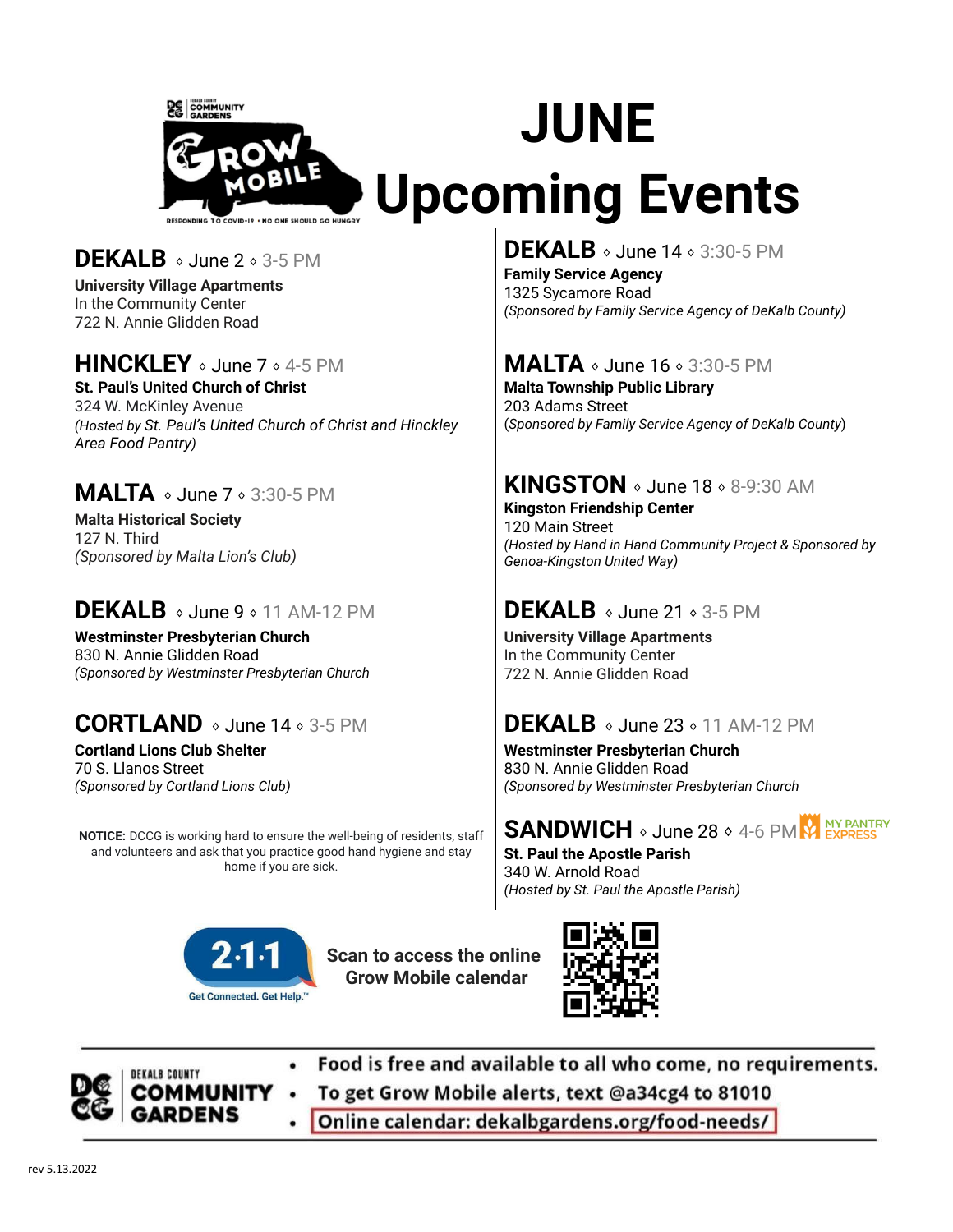# JUNE Upcoming Events

## DEKALB ⋄ June 2 ⋄ 3-5 PM

**University Village Apartments**
In the Community Center
722 N. Annie Glidden Road

## HINCKLEY ⋄ June 7 ⋄ 4-5 PM

**St. Paul's United Church of Christ**
324 W. McKinley Avenue
*(Hosted by St. Paul's United Church of Christ and Hinckley Area Food Pantry)*

## MALTA ⋄ June 7 ⋄ 3:30-5 PM

**Malta Historical Society**
127 N. Third
*(Sponsored by Malta Lion's Club)*

## DEKALB ⋄ June 9 ⋄ 11 AM-12 PM

**Westminster Presbyterian Church**
830 N. Annie Glidden Road
*(Sponsored by Westminster Presbyterian Church*

## CORTLAND ⋄ June 14 ⋄ 3-5 PM

**Cortland Lions Club Shelter**
70 S. Llanos Street
*(Sponsored by Cortland Lions Club)*

## DEKALB ⋄ June 14 ⋄ 3:30-5 PM

**Family Service Agency**
1325 Sycamore Road
*(Sponsored by Family Service Agency of DeKalb County)*

## MALTA ⋄ June 16 ⋄ 3:30-5 PM

**Malta Township Public Library**
203 Adams Street
(*Sponsored by Family Service Agency of DeKalb County*)

## KINGSTON ⋄ June 18 ⋄ 8-9:30 AM

**Kingston Friendship Center**
120 Main Street
*(Hosted by Hand in Hand Community Project & Sponsored by Genoa-Kingston United Way)*

## DEKALB ⋄ June 21 ⋄ 3-5 PM

**University Village Apartments**
In the Community Center
722 N. Annie Glidden Road

## DEKALB ⋄ June 23 ⋄ 11 AM-12 PM

**Westminster Presbyterian Church**
830 N. Annie Glidden Road
*(Sponsored by Westminster Presbyterian Church*

## SANDWICH ⋄ June 28 ⋄ 4-6 PM

MY PANTRY EXPRESS

**St. Paul the Apostle Parish**
340 W. Arnold Road
*(Hosted by St. Paul the Apostle Parish)*

**NOTICE:** DCCG is working hard to ensure the well-being of residents, staff and volunteers and ask that you practice good hand hygiene and stay home if you are sick.

2·1·1 Get Connected. Get Help.™

**Scan to access the online Grow Mobile calendar**

- Food is free and available to all who come, no requirements.
- To get Grow Mobile alerts, text @a34cg4 to 81010
- Online calendar: dekalbgardens.org/food-needs/

rev 5.13.2022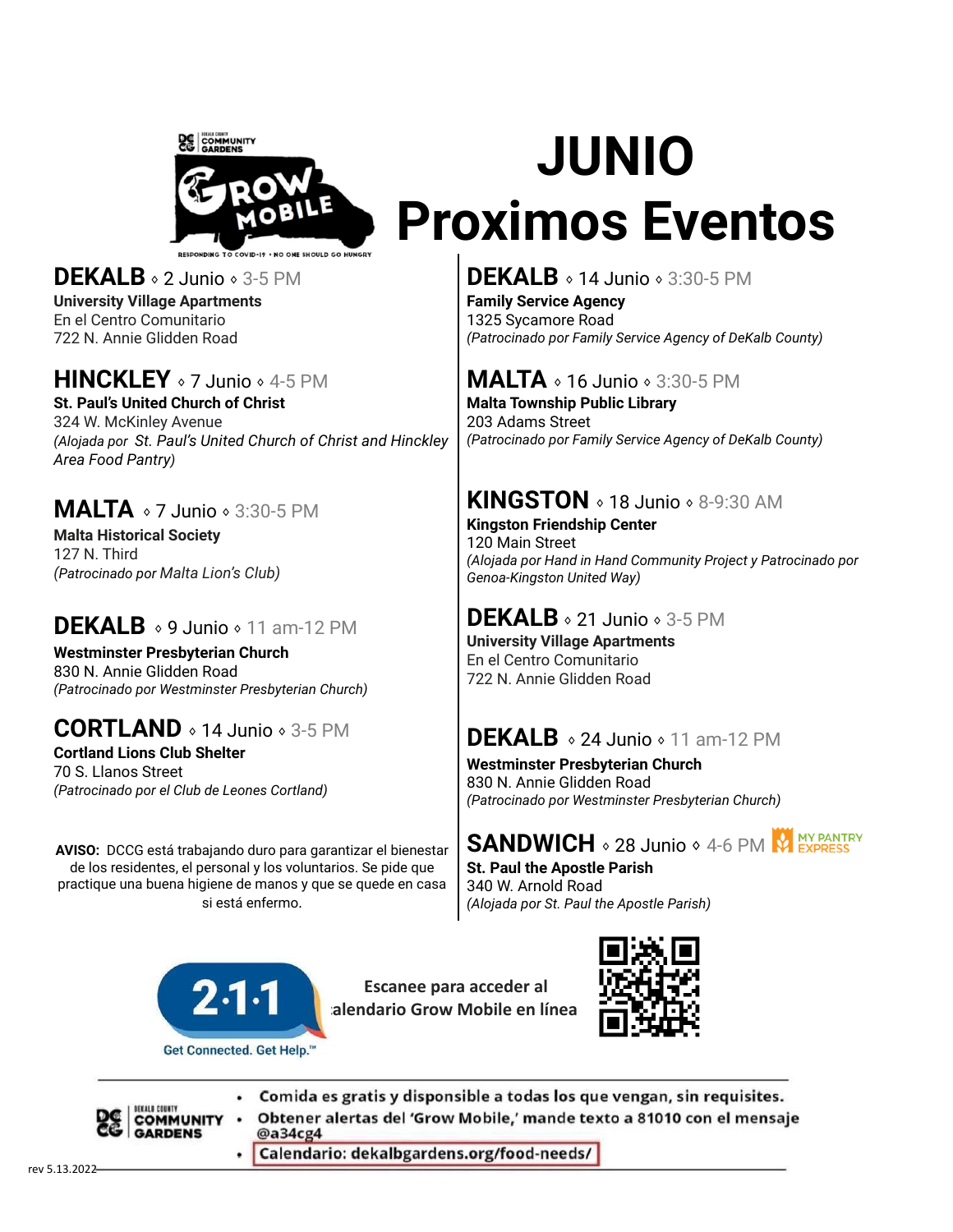DEKALB COUNTY COMMUNITY GARDENS

GROW MOBILE

RESPONDING TO COVID-19 • NO ONE SHOULD GO HUNGRY

# JUNIO Proximos Eventos

**DEKALB** ◇ 2 Junio ◇ 3-5 PM
**University Village Apartments**
En el Centro Comunitario
722 N. Annie Glidden Road

**HINCKLEY** ◇ 7 Junio ◇ 4-5 PM
**St. Paul's United Church of Christ**
324 W. McKinley Avenue
*(Alojada por St. Paul's United Church of Christ and Hinckley Area Food Pantry)*

**MALTA** ◇ 7 Junio ◇ 3:30-5 PM
**Malta Historical Society**
127 N. Third
*(Patrocinado por Malta Lion's Club)*

**DEKALB** ◇ 9 Junio ◇ 11 am-12 PM
**Westminster Presbyterian Church**
830 N. Annie Glidden Road
*(Patrocinado por Westminster Presbyterian Church)*

**CORTLAND** ◇ 14 Junio ◇ 3-5 PM
**Cortland Lions Club Shelter**
70 S. Llanos Street
*(Patrocinado por el Club de Leones Cortland)*

**AVISO:** DCCG está trabajando duro para garantizar el bienestar de los residentes, el personal y los voluntarios. Se pide que practique una buena higiene de manos y que se quede en casa si está enfermo.

**DEKALB** ◇ 14 Junio ◇ 3:30-5 PM
**Family Service Agency**
1325 Sycamore Road
*(Patrocinado por Family Service Agency of DeKalb County)*

**MALTA** ◇ 16 Junio ◇ 3:30-5 PM
**Malta Township Public Library**
203 Adams Street
*(Patrocinado por Family Service Agency of DeKalb County)*

**KINGSTON** ◇ 18 Junio ◇ 8-9:30 AM
**Kingston Friendship Center**
120 Main Street
*(Alojada por Hand in Hand Community Project y Patrocinado por Genoa-Kingston United Way)*

**DEKALB** ◇ 21 Junio ◇ 3-5 PM
**University Village Apartments**
En el Centro Comunitario
722 N. Annie Glidden Road

**DEKALB** ◇ 24 Junio ◇ 11 am-12 PM
**Westminster Presbyterian Church**
830 N. Annie Glidden Road
*(Patrocinado por Westminster Presbyterian Church)*

**SANDWICH** ◇ 28 Junio ◇ 4-6 PM — MY PANTRY EXPRESS
**St. Paul the Apostle Parish**
340 W. Arnold Road
*(Alojada por St. Paul the Apostle Parish)*

2·1·1 Get Connected. Get Help.™

Escanee para acceder al calendario Grow Mobile en línea

DEKALB COUNTY COMMUNITY GARDENS

- Comida es gratis y disponible a todas los que vengan, sin requisites.
- Obtener alertas del 'Grow Mobile,' mande texto a 81010 con el mensaje @a34cg4
- Calendario: dekalbgardens.org/food-needs/

rev 5.13.2022